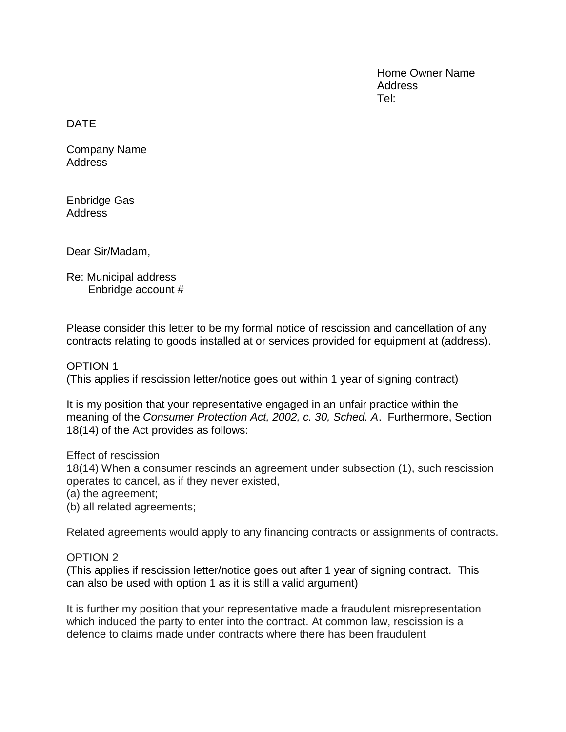Home Owner Name
Address
Tel:

DATE

Company Name
Address

Enbridge Gas
Address

Dear Sir/Madam,

Re: Municipal address
Enbridge account #

Please consider this letter to be my formal notice of rescission and cancellation of any contracts relating to goods installed at or services provided for equipment at (address).

OPTION 1
(This applies if rescission letter/notice goes out within 1 year of signing contract)

It is my position that your representative engaged in an unfair practice within the meaning of the *Consumer Protection Act, 2002, c. 30, Sched. A*. Furthermore, Section 18(14) of the Act provides as follows:

Effect of rescission
18(14) When a consumer rescinds an agreement under subsection (1), such rescission operates to cancel, as if they never existed,
(a) the agreement;
(b) all related agreements;

Related agreements would apply to any financing contracts or assignments of contracts.

OPTION 2
(This applies if rescission letter/notice goes out after 1 year of signing contract. This can also be used with option 1 as it is still a valid argument)

It is further my position that your representative made a fraudulent misrepresentation which induced the party to enter into the contract. At common law, rescission is a defence to claims made under contracts where there has been fraudulent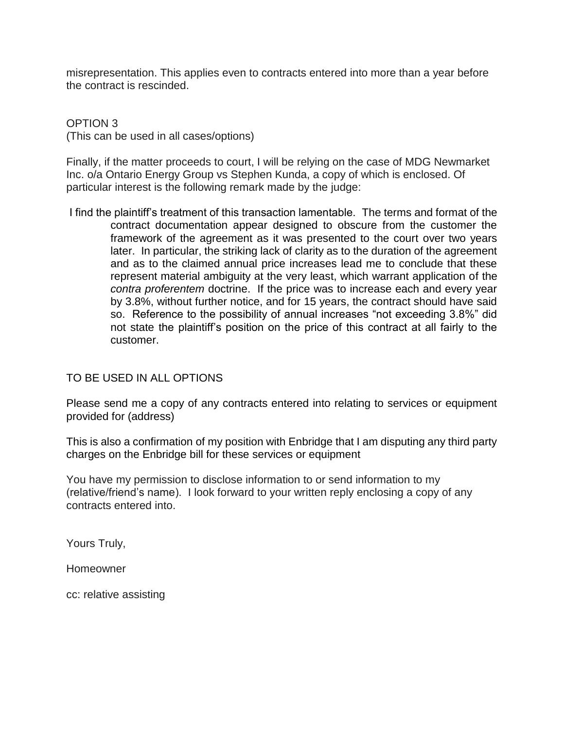misrepresentation. This applies even to contracts entered into more than a year before the contract is rescinded.

OPTION 3
(This can be used in all cases/options)

Finally, if the matter proceeds to court, I will be relying on the case of MDG Newmarket Inc. o/a Ontario Energy Group vs Stephen Kunda, a copy of which is enclosed. Of particular interest is the following remark made by the judge:

> I find the plaintiff's treatment of this transaction lamentable. The terms and format of the contract documentation appear designed to obscure from the customer the framework of the agreement as it was presented to the court over two years later. In particular, the striking lack of clarity as to the duration of the agreement and as to the claimed annual price increases lead me to conclude that these represent material ambiguity at the very least, which warrant application of the *contra proferentem* doctrine. If the price was to increase each and every year by 3.8%, without further notice, and for 15 years, the contract should have said so. Reference to the possibility of annual increases "not exceeding 3.8%" did not state the plaintiff's position on the price of this contract at all fairly to the customer.

TO BE USED IN ALL OPTIONS

Please send me a copy of any contracts entered into relating to services or equipment provided for (address)

This is also a confirmation of my position with Enbridge that I am disputing any third party charges on the Enbridge bill for these services or equipment

You have my permission to disclose information to or send information to my (relative/friend's name). I look forward to your written reply enclosing a copy of any contracts entered into.

Yours Truly,

Homeowner

cc: relative assisting